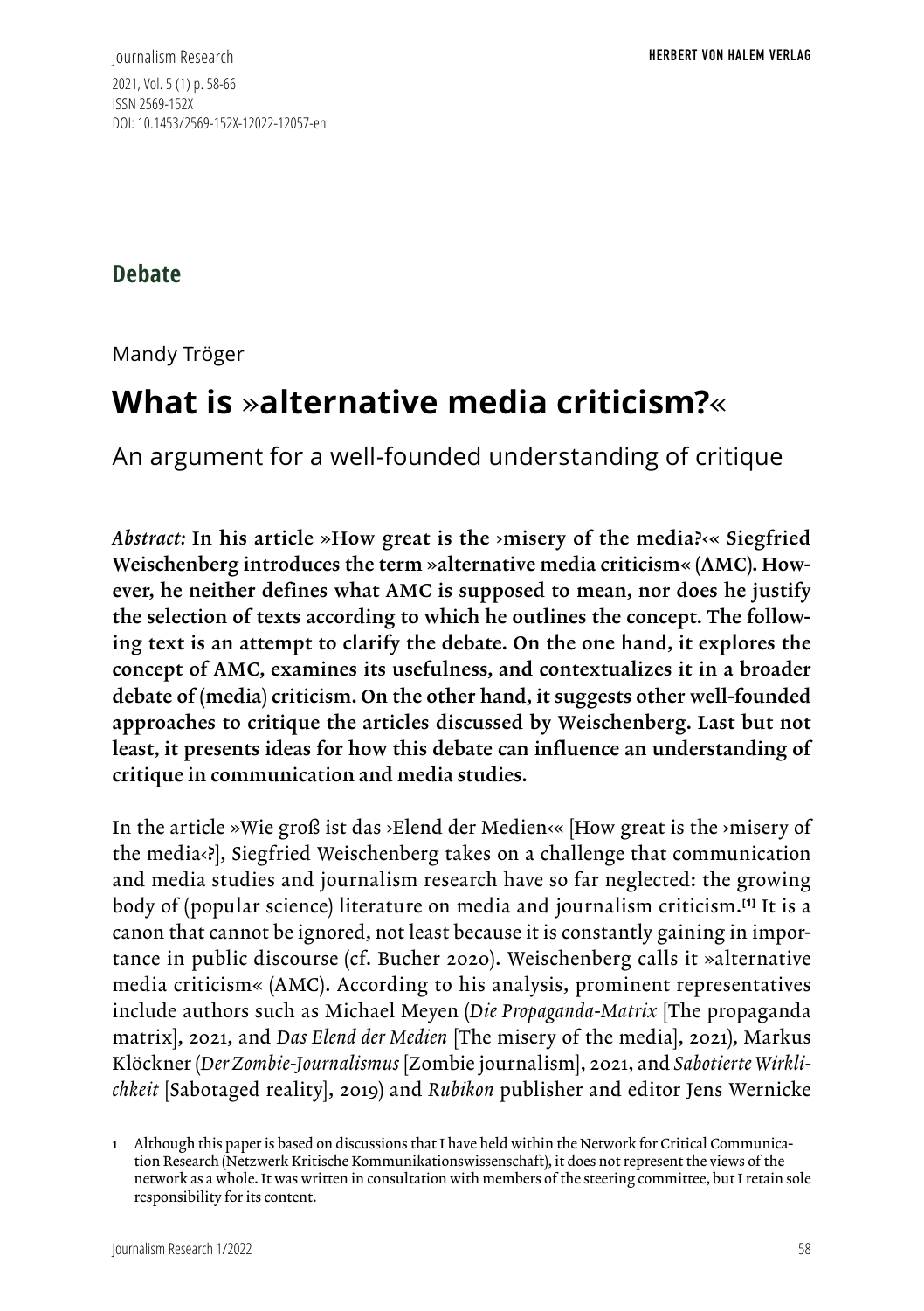Debate

Mandy Tröger

# What is »alternative media criticism?«

## An argument for a well-founded understanding of critique

*Abstract:* **In his article »How great is the ›misery of the media?‹« Siegfried Weischenberg introduces the term »alternative media criticism« (AMC). However, he neither defines what AMC is supposed to mean, nor does he justify the selection of texts according to which he outlines the concept. The following text is an attempt to clarify the debate. On the one hand, it explores the concept of AMC, examines its usefulness, and contextualizes it in a broader debate of (media) criticism. On the other hand, it suggests other well-founded approaches to critique the articles discussed by Weischenberg. Last but not least, it presents ideas for how this debate can influence an understanding of critique in communication and media studies.**

In the article »Wie groß ist das ›Elend der Medien‹« [How great is the ›misery of the media‹?], Siegfried Weischenberg takes on a challenge that communication and media studies and journalism research have so far neglected: the growing body of (popular science) literature on media and journalism criticism.[1] It is a canon that cannot be ignored, not least because it is constantly gaining in importance in public discourse (cf. Bucher 2020). Weischenberg calls it »alternative media criticism« (AMC). According to his analysis, prominent representatives include authors such as Michael Meyen (*Die Propaganda-Matrix* [The propaganda matrix], 2021, and *Das Elend der Medien* [The misery of the media], 2021), Markus Klöckner (*Der Zombie-Journalismus* [Zombie journalism], 2021, and *Sabotierte Wirklichkeit* [Sabotaged reality], 2019) and *Rubikon* publisher and editor Jens Wernicke

1 Although this paper is based on discussions that I have held within the Network for Critical Communication Research (Netzwerk Kritische Kommunikationswissenschaft), it does not represent the views of the network as a whole. It was written in consultation with members of the steering committee, but I retain sole responsibility for its content.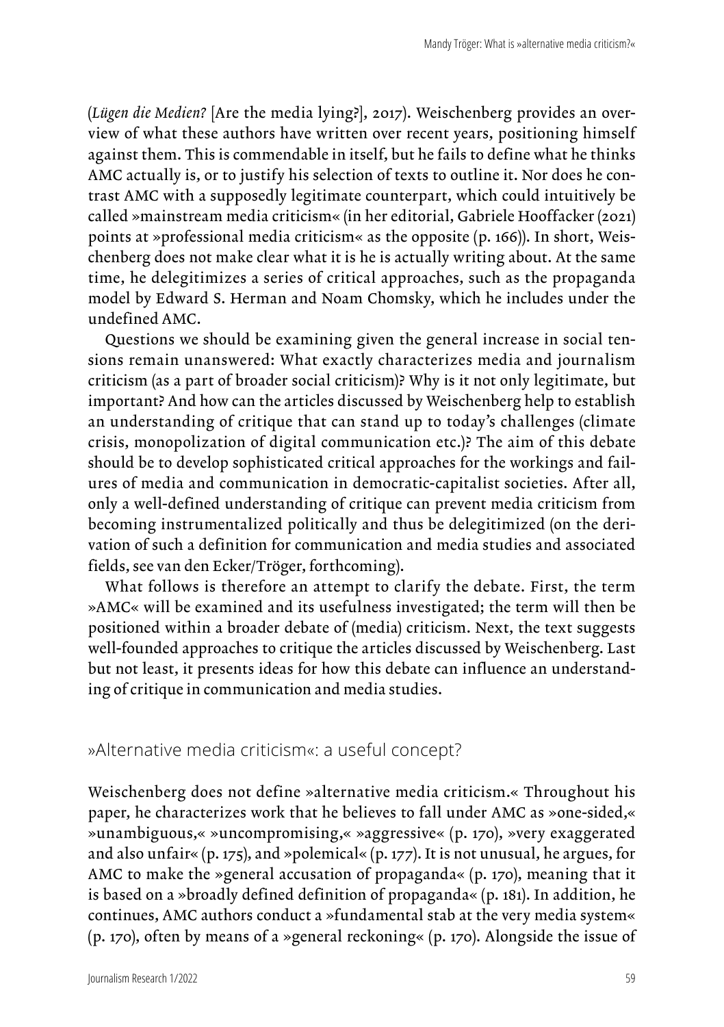(*Lügen die Medien?* [Are the media lying?], 2017). Weischenberg provides an overview of what these authors have written over recent years, positioning himself against them. This is commendable in itself, but he fails to define what he thinks AMC actually is, or to justify his selection of texts to outline it. Nor does he contrast AMC with a supposedly legitimate counterpart, which could intuitively be called »mainstream media criticism« (in her editorial, Gabriele Hooffacker (2021) points at »professional media criticism« as the opposite (p. 166)). In short, Weischenberg does not make clear what it is he is actually writing about. At the same time, he delegitimizes a series of critical approaches, such as the propaganda model by Edward S. Herman and Noam Chomsky, which he includes under the undefined AMC.

Questions we should be examining given the general increase in social tensions remain unanswered: What exactly characterizes media and journalism criticism (as a part of broader social criticism)? Why is it not only legitimate, but important? And how can the articles discussed by Weischenberg help to establish an understanding of critique that can stand up to today's challenges (climate crisis, monopolization of digital communication etc.)? The aim of this debate should be to develop sophisticated critical approaches for the workings and failures of media and communication in democratic-capitalist societies. After all, only a well-defined understanding of critique can prevent media criticism from becoming instrumentalized politically and thus be delegitimized (on the derivation of such a definition for communication and media studies and associated fields, see van den Ecker/Tröger, forthcoming).

What follows is therefore an attempt to clarify the debate. First, the term »AMC« will be examined and its usefulness investigated; the term will then be positioned within a broader debate of (media) criticism. Next, the text suggests well-founded approaches to critique the articles discussed by Weischenberg. Last but not least, it presents ideas for how this debate can influence an understanding of critique in communication and media studies.

## »Alternative media criticism«: a useful concept?

Weischenberg does not define »alternative media criticism.« Throughout his paper, he characterizes work that he believes to fall under AMC as »one-sided,« »unambiguous,« »uncompromising,« »aggressive« (p. 170), »very exaggerated and also unfair« (p. 175), and »polemical« (p. 177). It is not unusual, he argues, for AMC to make the »general accusation of propaganda« (p. 170), meaning that it is based on a »broadly defined definition of propaganda« (p. 181). In addition, he continues, AMC authors conduct a »fundamental stab at the very media system« (p. 170), often by means of a »general reckoning« (p. 170). Alongside the issue of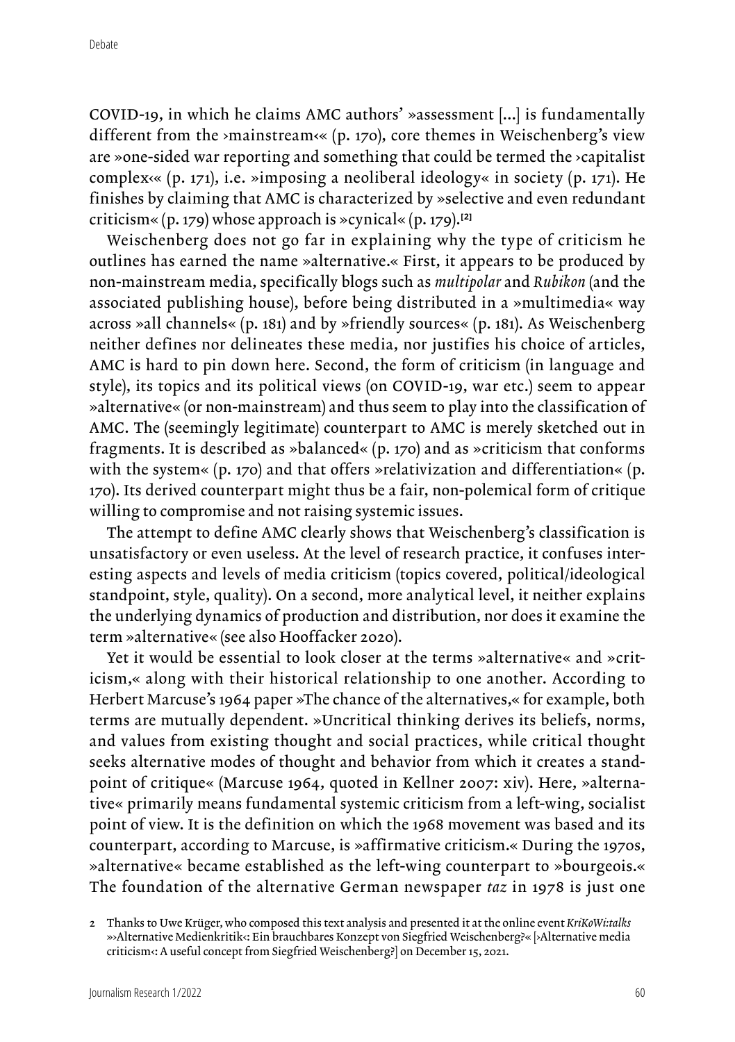COVID-19, in which he claims AMC authors' »assessment [...] is fundamentally different from the ›mainstream‹« (p. 170), core themes in Weischenberg's view are »one-sided war reporting and something that could be termed the ›capitalist complex‹« (p. 171), i.e. »imposing a neoliberal ideology« in society (p. 171). He finishes by claiming that AMC is characterized by »selective and even redundant criticism« (p. 179) whose approach is »cynical« (p. 179).[2]

Weischenberg does not go far in explaining why the type of criticism he outlines has earned the name »alternative.« First, it appears to be produced by non-mainstream media, specifically blogs such as *multipolar* and *Rubikon* (and the associated publishing house), before being distributed in a »multimedia« way across »all channels« (p. 181) and by »friendly sources« (p. 181). As Weischenberg neither defines nor delineates these media, nor justifies his choice of articles, AMC is hard to pin down here. Second, the form of criticism (in language and style), its topics and its political views (on COVID-19, war etc.) seem to appear »alternative« (or non-mainstream) and thus seem to play into the classification of AMC. The (seemingly legitimate) counterpart to AMC is merely sketched out in fragments. It is described as »balanced« (p. 170) and as »criticism that conforms with the system« (p. 170) and that offers »relativization and differentiation« (p. 170). Its derived counterpart might thus be a fair, non-polemical form of critique willing to compromise and not raising systemic issues.

The attempt to define AMC clearly shows that Weischenberg's classification is unsatisfactory or even useless. At the level of research practice, it confuses interesting aspects and levels of media criticism (topics covered, political/ideological standpoint, style, quality). On a second, more analytical level, it neither explains the underlying dynamics of production and distribution, nor does it examine the term »alternative« (see also Hooffacker 2020).

Yet it would be essential to look closer at the terms »alternative« and »criticism,« along with their historical relationship to one another. According to Herbert Marcuse's 1964 paper »The chance of the alternatives,« for example, both terms are mutually dependent. »Uncritical thinking derives its beliefs, norms, and values from existing thought and social practices, while critical thought seeks alternative modes of thought and behavior from which it creates a standpoint of critique« (Marcuse 1964, quoted in Kellner 2007: xiv). Here, »alternative« primarily means fundamental systemic criticism from a left-wing, socialist point of view. It is the definition on which the 1968 movement was based and its counterpart, according to Marcuse, is »affirmative criticism.« During the 1970s, »alternative« became established as the left-wing counterpart to »bourgeois.« The foundation of the alternative German newspaper *taz* in 1978 is just one

2 Thanks to Uwe Krüger, who composed this text analysis and presented it at the online event *KriKoWi:talks* »›Alternative Medienkritik‹: Ein brauchbares Konzept von Siegfried Weischenberg?« [›Alternative media criticism‹: A useful concept from Siegfried Weischenberg?] on December 15, 2021.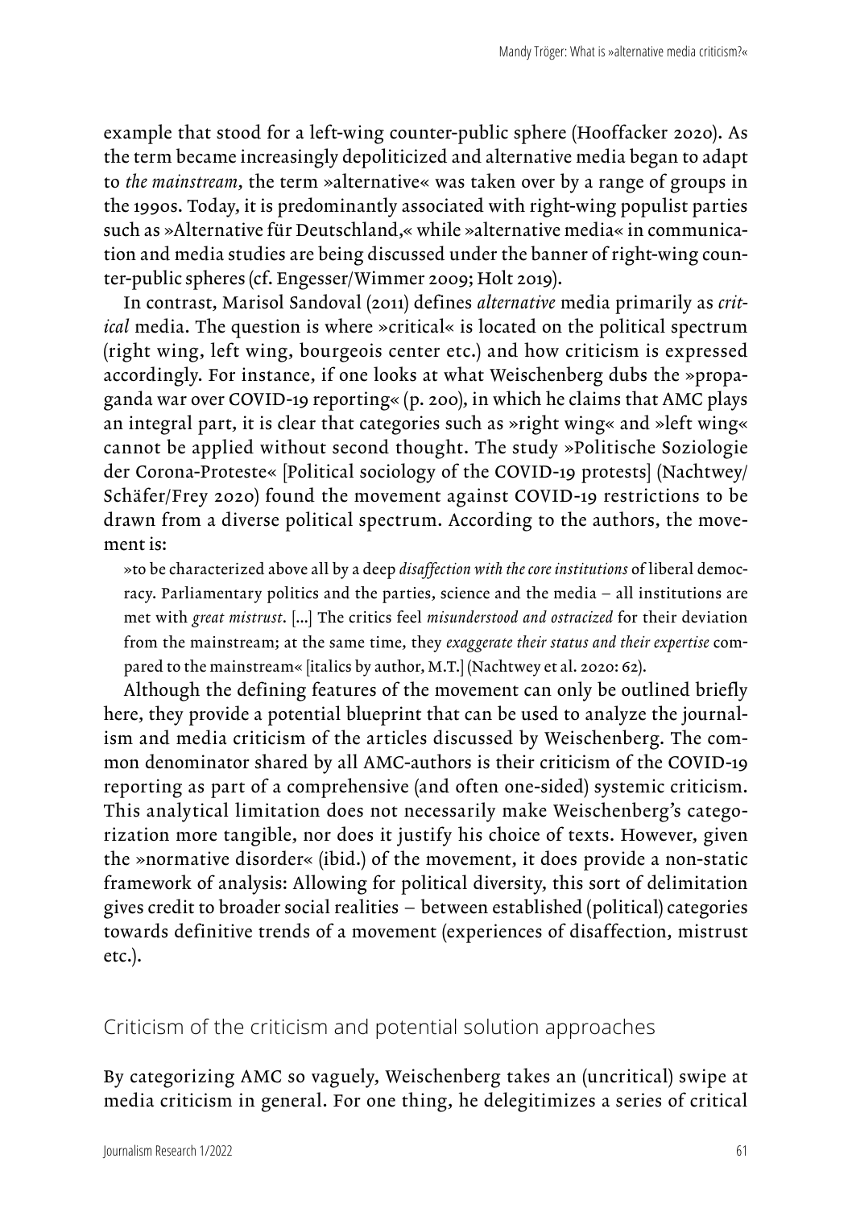example that stood for a left-wing counter-public sphere (Hooffacker 2020). As the term became increasingly depoliticized and alternative media began to adapt to *the mainstream*, the term »alternative« was taken over by a range of groups in the 1990s. Today, it is predominantly associated with right-wing populist parties such as »Alternative für Deutschland,« while »alternative media« in communication and media studies are being discussed under the banner of right-wing counter-public spheres (cf. Engesser/Wimmer 2009; Holt 2019).

In contrast, Marisol Sandoval (2011) defines *alternative* media primarily as *critical* media. The question is where »critical« is located on the political spectrum (right wing, left wing, bourgeois center etc.) and how criticism is expressed accordingly. For instance, if one looks at what Weischenberg dubs the »propaganda war over COVID-19 reporting« (p. 200), in which he claims that AMC plays an integral part, it is clear that categories such as »right wing« and »left wing« cannot be applied without second thought. The study »Politische Soziologie der Corona-Proteste« [Political sociology of the COVID-19 protests] (Nachtwey/Schäfer/Frey 2020) found the movement against COVID-19 restrictions to be drawn from a diverse political spectrum. According to the authors, the movement is:

> »to be characterized above all by a deep *disaffection with the core institutions* of liberal democracy. Parliamentary politics and the parties, science and the media – all institutions are met with *great mistrust*. [...] The critics feel *misunderstood and ostracized* for their deviation from the mainstream; at the same time, they *exaggerate their status and their expertise* compared to the mainstream« [italics by author, M.T.] (Nachtwey et al. 2020: 62).

Although the defining features of the movement can only be outlined briefly here, they provide a potential blueprint that can be used to analyze the journalism and media criticism of the articles discussed by Weischenberg. The common denominator shared by all AMC-authors is their criticism of the COVID-19 reporting as part of a comprehensive (and often one-sided) systemic criticism. This analytical limitation does not necessarily make Weischenberg's categorization more tangible, nor does it justify his choice of texts. However, given the »normative disorder« (ibid.) of the movement, it does provide a non-static framework of analysis: Allowing for political diversity, this sort of delimitation gives credit to broader social realities – between established (political) categories towards definitive trends of a movement (experiences of disaffection, mistrust etc.).

## Criticism of the criticism and potential solution approaches

By categorizing AMC so vaguely, Weischenberg takes an (uncritical) swipe at media criticism in general. For one thing, he delegitimizes a series of critical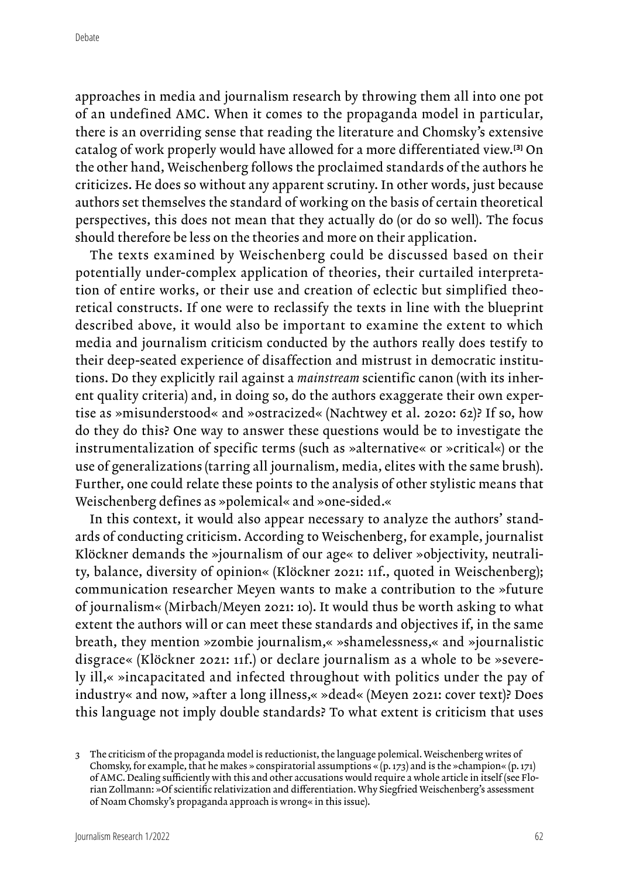approaches in media and journalism research by throwing them all into one pot of an undefined AMC. When it comes to the propaganda model in particular, there is an overriding sense that reading the literature and Chomsky's extensive catalog of work properly would have allowed for a more differentiated view.[3] On the other hand, Weischenberg follows the proclaimed standards of the authors he criticizes. He does so without any apparent scrutiny. In other words, just because authors set themselves the standard of working on the basis of certain theoretical perspectives, this does not mean that they actually do (or do so well). The focus should therefore be less on the theories and more on their application.

The texts examined by Weischenberg could be discussed based on their potentially under-complex application of theories, their curtailed interpretation of entire works, or their use and creation of eclectic but simplified theoretical constructs. If one were to reclassify the texts in line with the blueprint described above, it would also be important to examine the extent to which media and journalism criticism conducted by the authors really does testify to their deep-seated experience of disaffection and mistrust in democratic institutions. Do they explicitly rail against a *mainstream* scientific canon (with its inherent quality criteria) and, in doing so, do the authors exaggerate their own expertise as »misunderstood« and »ostracized« (Nachtwey et al. 2020: 62)? If so, how do they do this? One way to answer these questions would be to investigate the instrumentalization of specific terms (such as »alternative« or »critical«) or the use of generalizations (tarring all journalism, media, elites with the same brush). Further, one could relate these points to the analysis of other stylistic means that Weischenberg defines as »polemical« and »one-sided.«

In this context, it would also appear necessary to analyze the authors' standards of conducting criticism. According to Weischenberg, for example, journalist Klöckner demands the »journalism of our age« to deliver »objectivity, neutrality, balance, diversity of opinion« (Klöckner 2021: 11f., quoted in Weischenberg); communication researcher Meyen wants to make a contribution to the »future of journalism« (Mirbach/Meyen 2021: 10). It would thus be worth asking to what extent the authors will or can meet these standards and objectives if, in the same breath, they mention »zombie journalism,« »shamelessness,« and »journalistic disgrace« (Klöckner 2021: 11f.) or declare journalism as a whole to be »severely ill,« »incapacitated and infected throughout with politics under the pay of industry« and now, »after a long illness,« »dead« (Meyen 2021: cover text)? Does this language not imply double standards? To what extent is criticism that uses

3 The criticism of the propaganda model is reductionist, the language polemical. Weischenberg writes of Chomsky, for example, that he makes » conspiratorial assumptions « (p. 173) and is the »champion« (p. 171) of AMC. Dealing sufficiently with this and other accusations would require a whole article in itself (see Florian Zollmann: »Of scientific relativization and differentiation. Why Siegfried Weischenberg's assessment of Noam Chomsky's propaganda approach is wrong« in this issue).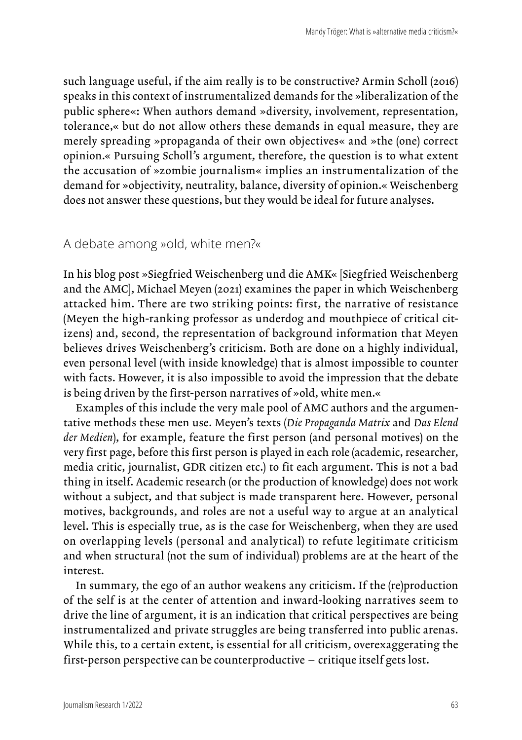such language useful, if the aim really is to be constructive? Armin Scholl (2016) speaks in this context of instrumentalized demands for the »liberalization of the public sphere«: When authors demand »diversity, involvement, representation, tolerance,« but do not allow others these demands in equal measure, they are merely spreading »propaganda of their own objectives« and »the (one) correct opinion.« Pursuing Scholl's argument, therefore, the question is to what extent the accusation of »zombie journalism« implies an instrumentalization of the demand for »objectivity, neutrality, balance, diversity of opinion.« Weischenberg does not answer these questions, but they would be ideal for future analyses.

## A debate among »old, white men?«

In his blog post »Siegfried Weischenberg und die AMK« [Siegfried Weischenberg and the AMC], Michael Meyen (2021) examines the paper in which Weischenberg attacked him. There are two striking points: first, the narrative of resistance (Meyen the high-ranking professor as underdog and mouthpiece of critical citizens) and, second, the representation of background information that Meyen believes drives Weischenberg's criticism. Both are done on a highly individual, even personal level (with inside knowledge) that is almost impossible to counter with facts. However, it is also impossible to avoid the impression that the debate is being driven by the first-person narratives of »old, white men.«

Examples of this include the very male pool of AMC authors and the argumentative methods these men use. Meyen's texts (*Die Propaganda Matrix* and *Das Elend der Medien*), for example, feature the first person (and personal motives) on the very first page, before this first person is played in each role (academic, researcher, media critic, journalist, GDR citizen etc.) to fit each argument. This is not a bad thing in itself. Academic research (or the production of knowledge) does not work without a subject, and that subject is made transparent here. However, personal motives, backgrounds, and roles are not a useful way to argue at an analytical level. This is especially true, as is the case for Weischenberg, when they are used on overlapping levels (personal and analytical) to refute legitimate criticism and when structural (not the sum of individual) problems are at the heart of the interest.

In summary, the ego of an author weakens any criticism. If the (re)production of the self is at the center of attention and inward-looking narratives seem to drive the line of argument, it is an indication that critical perspectives are being instrumentalized and private struggles are being transferred into public arenas. While this, to a certain extent, is essential for all criticism, overexaggerating the first-person perspective can be counterproductive – critique itself gets lost.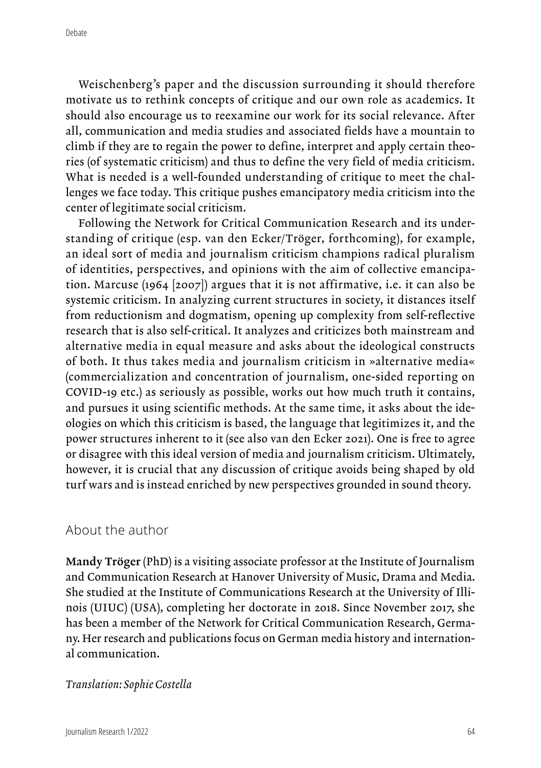Weischenberg's paper and the discussion surrounding it should therefore motivate us to rethink concepts of critique and our own role as academics. It should also encourage us to reexamine our work for its social relevance. After all, communication and media studies and associated fields have a mountain to climb if they are to regain the power to define, interpret and apply certain theories (of systematic criticism) and thus to define the very field of media criticism. What is needed is a well-founded understanding of critique to meet the challenges we face today. This critique pushes emancipatory media criticism into the center of legitimate social criticism.

Following the Network for Critical Communication Research and its understanding of critique (esp. van den Ecker/Tröger, forthcoming), for example, an ideal sort of media and journalism criticism champions radical pluralism of identities, perspectives, and opinions with the aim of collective emancipation. Marcuse (1964 [2007]) argues that it is not affirmative, i.e. it can also be systemic criticism. In analyzing current structures in society, it distances itself from reductionism and dogmatism, opening up complexity from self-reflective research that is also self-critical. It analyzes and criticizes both mainstream and alternative media in equal measure and asks about the ideological constructs of both. It thus takes media and journalism criticism in »alternative media« (commercialization and concentration of journalism, one-sided reporting on COVID-19 etc.) as seriously as possible, works out how much truth it contains, and pursues it using scientific methods. At the same time, it asks about the ideologies on which this criticism is based, the language that legitimizes it, and the power structures inherent to it (see also van den Ecker 2021). One is free to agree or disagree with this ideal version of media and journalism criticism. Ultimately, however, it is crucial that any discussion of critique avoids being shaped by old turf wars and is instead enriched by new perspectives grounded in sound theory.

## About the author

**Mandy Tröger** (PhD) is a visiting associate professor at the Institute of Journalism and Communication Research at Hanover University of Music, Drama and Media. She studied at the Institute of Communications Research at the University of Illinois (UIUC) (USA), completing her doctorate in 2018. Since November 2017, she has been a member of the Network for Critical Communication Research, Germany. Her research and publications focus on German media history and international communication.

*Translation: Sophie Costella*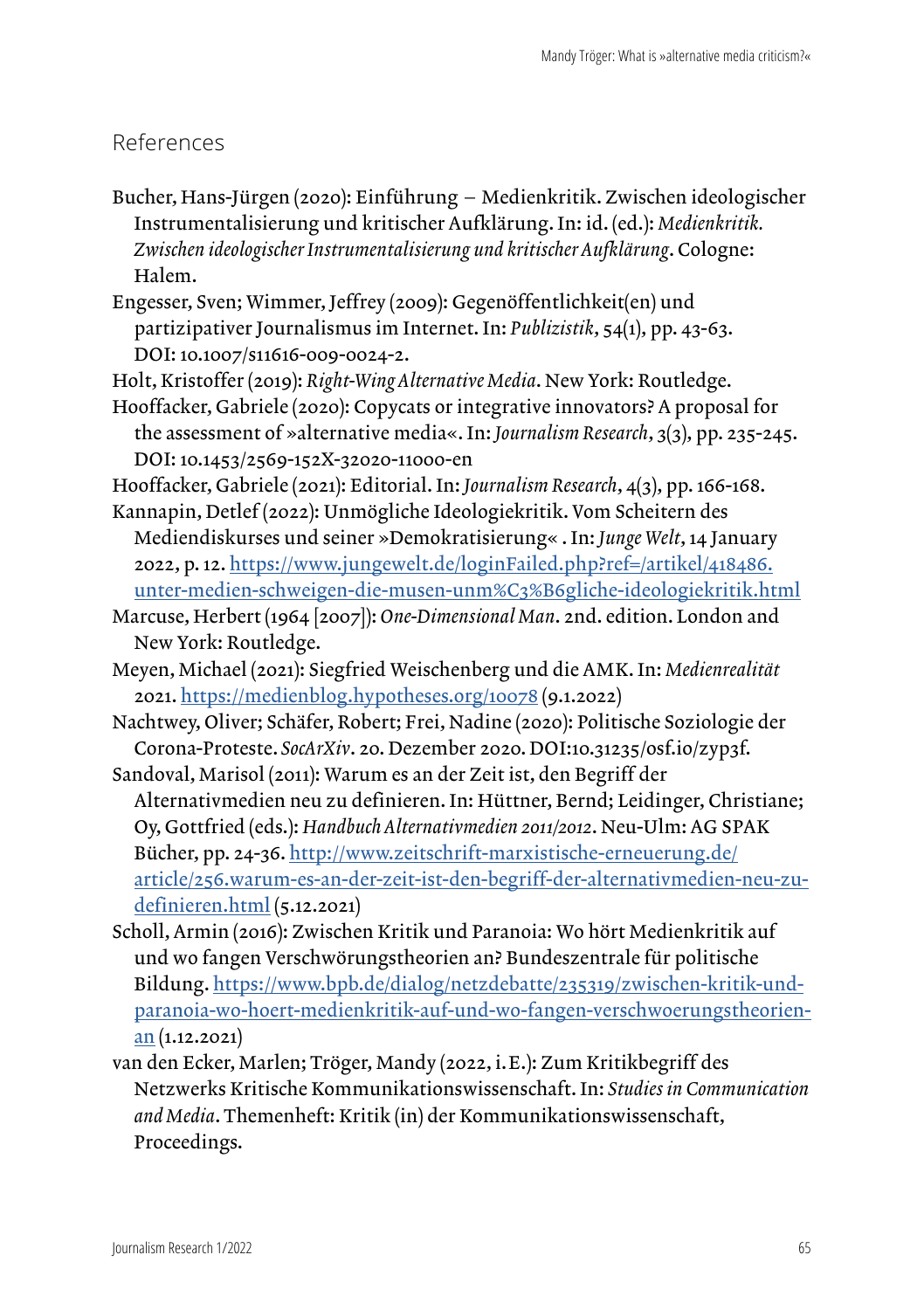## References

Bucher, Hans-Jürgen (2020): Einführung – Medienkritik. Zwischen ideologischer Instrumentalisierung und kritischer Aufklärung. In: id. (ed.): *Medienkritik. Zwischen ideologischer Instrumentalisierung und kritischer Aufklärung*. Cologne: Halem.

Engesser, Sven; Wimmer, Jeffrey (2009): Gegenöffentlichkeit(en) und partizipativer Journalismus im Internet. In: *Publizistik*, 54(1), pp. 43-63. DOI: 10.1007/s11616-009-0024-2.

Holt, Kristoffer (2019): *Right-Wing Alternative Media*. New York: Routledge.

Hooffacker, Gabriele (2020): Copycats or integrative innovators? A proposal for the assessment of »alternative media«. In: *Journalism Research*, 3(3), pp. 235-245. DOI: 10.1453/2569-152X-32020-11000-en

Hooffacker, Gabriele (2021): Editorial. In: *Journalism Research*, 4(3), pp. 166-168.

Kannapin, Detlef (2022): Unmögliche Ideologiekritik. Vom Scheitern des Mediendiskurses und seiner »Demokratisierung« . In: *Junge Welt*, 14 January 2022, p. 12. https://www.jungewelt.de/loginFailed.php?ref=/artikel/418486.unter-medien-schweigen-die-musen-unm%C3%B6gliche-ideologiekritik.html

Marcuse, Herbert (1964 [2007]): *One-Dimensional Man*. 2nd. edition. London and New York: Routledge.

Meyen, Michael (2021): Siegfried Weischenberg und die AMK. In: *Medienrealität* 2021. https://medienblog.hypotheses.org/10078 (9.1.2022)

Nachtwey, Oliver; Schäfer, Robert; Frei, Nadine (2020): Politische Soziologie der Corona-Proteste. *SocArXiv*. 20. Dezember 2020. DOI:10.31235/osf.io/zyp3f.

Sandoval, Marisol (2011): Warum es an der Zeit ist, den Begriff der Alternativmedien neu zu definieren. In: Hüttner, Bernd; Leidinger, Christiane; Oy, Gottfried (eds.): *Handbuch Alternativmedien 2011/2012*. Neu-Ulm: AG SPAK Bücher, pp. 24-36. http://www.zeitschrift-marxistische-erneuerung.de/article/256.warum-es-an-der-zeit-ist-den-begriff-der-alternativmedien-neu-zu-definieren.html (5.12.2021)

Scholl, Armin (2016): Zwischen Kritik und Paranoia: Wo hört Medienkritik auf und wo fangen Verschwörungstheorien an? Bundeszentrale für politische Bildung. https://www.bpb.de/dialog/netzdebatte/235319/zwischen-kritik-und-paranoia-wo-hoert-medienkritik-auf-und-wo-fangen-verschwoerungstheorien-an (1.12.2021)

van den Ecker, Marlen; Tröger, Mandy (2022, i. E.): Zum Kritikbegriff des Netzwerks Kritische Kommunikationswissenschaft. In: *Studies in Communication and Media*. Themenheft: Kritik (in) der Kommunikationswissenschaft, Proceedings.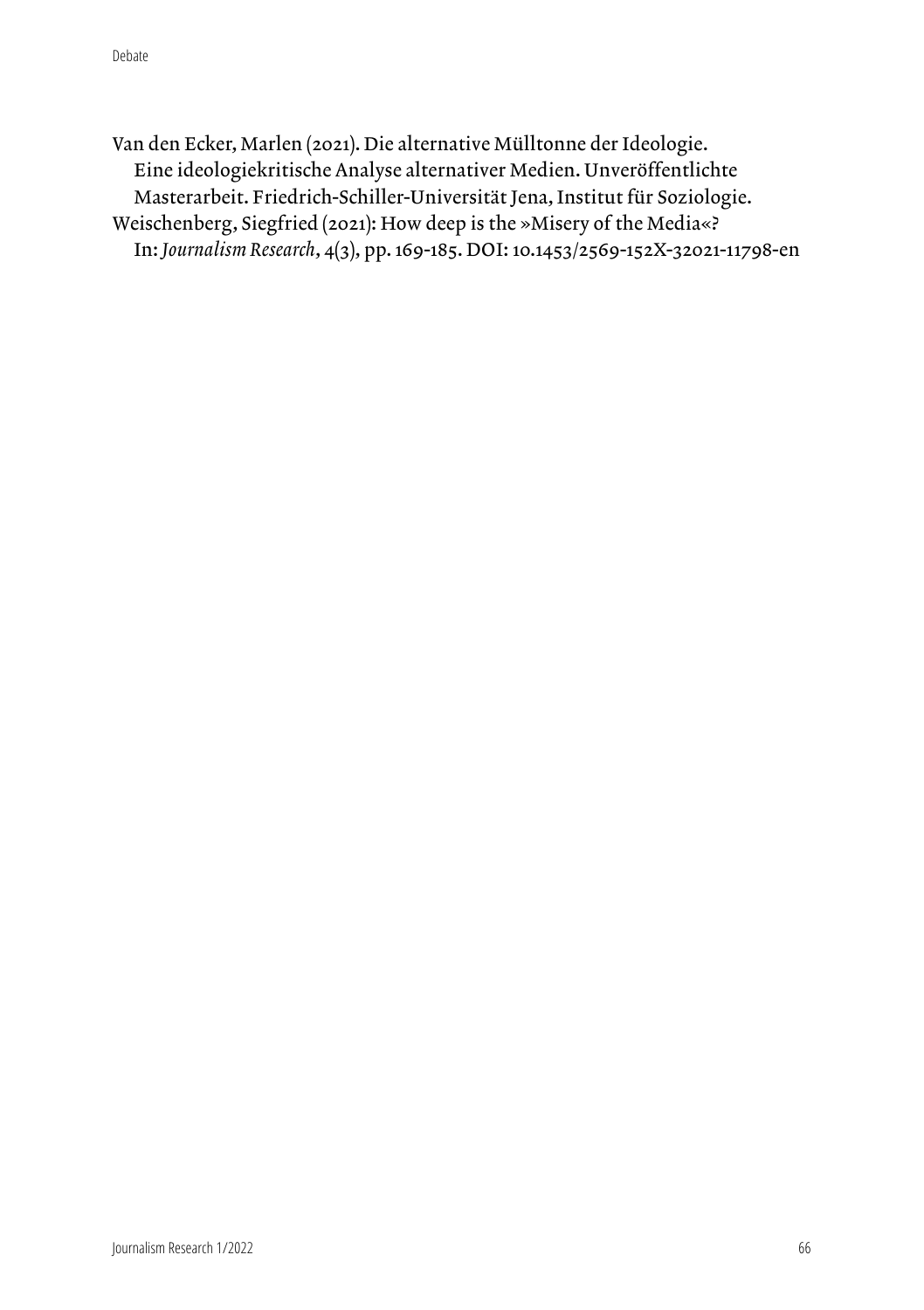Van den Ecker, Marlen (2021). Die alternative Mülltonne der Ideologie. Eine ideologiekritische Analyse alternativer Medien. Unveröffentlichte Masterarbeit. Friedrich-Schiller-Universität Jena, Institut für Soziologie.

Weischenberg, Siegfried (2021): How deep is the »Misery of the Media«? In: *Journalism Research*, 4(3), pp. 169-185. DOI: 10.1453/2569-152X-32021-11798-en